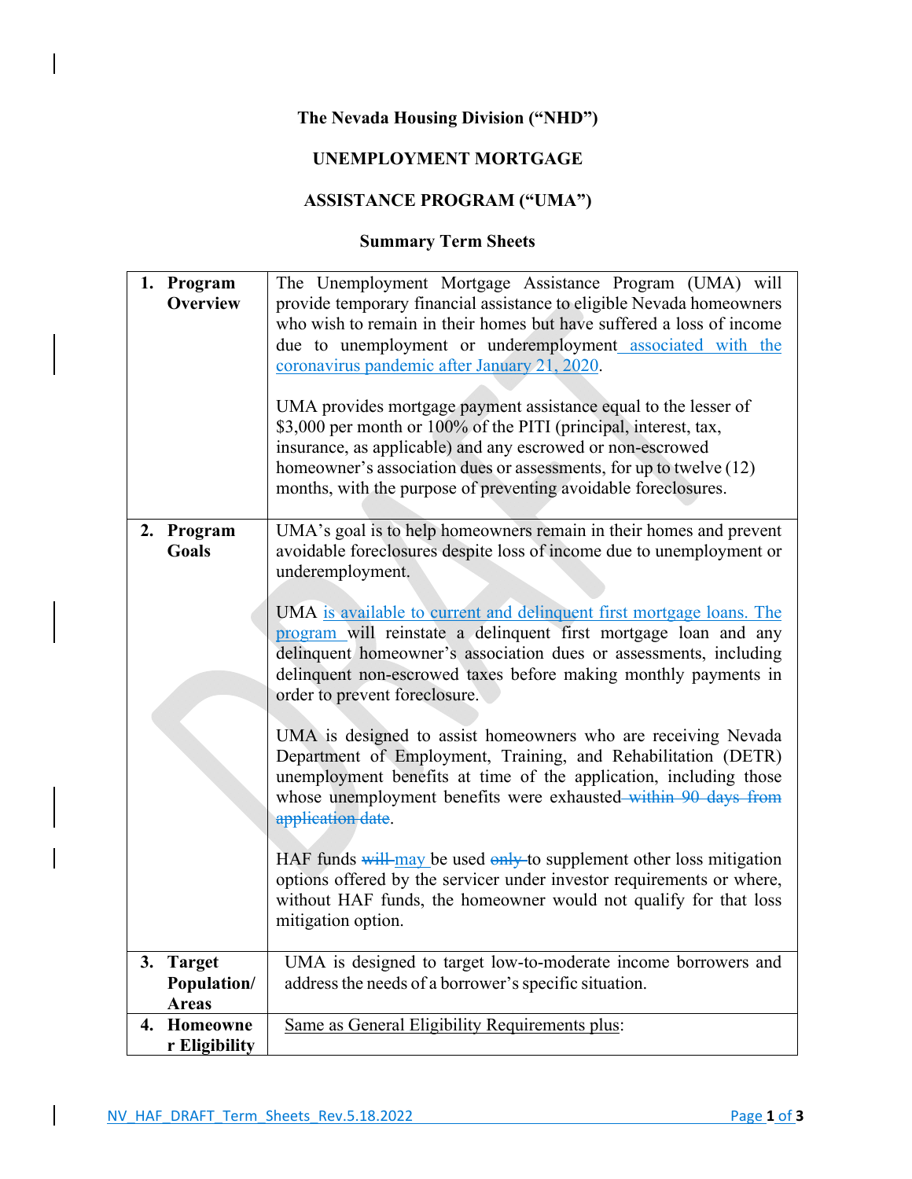**The Nevada Housing Division ("NHD")**

**UNEMPLOYMENT MORTGAGE**

**ASSISTANCE PROGRAM ("UMA")**

**Summary Term Sheets**

| | |
|---|---|
| **1. Program Overview** | The Unemployment Mortgage Assistance Program (UMA) will provide temporary financial assistance to eligible Nevada homeowners who wish to remain in their homes but have suffered a loss of income due to unemployment or underemployment associated with the coronavirus pandemic after January 21, 2020.<br><br>UMA provides mortgage payment assistance equal to the lesser of $3,000 per month or 100% of the PITI (principal, interest, tax, insurance, as applicable) and any escrowed or non-escrowed homeowner's association dues or assessments, for up to twelve (12) months, with the purpose of preventing avoidable foreclosures. |
| **2. Program Goals** | UMA's goal is to help homeowners remain in their homes and prevent avoidable foreclosures despite loss of income due to unemployment or underemployment.<br><br>UMA is available to current and delinquent first mortgage loans. The program will reinstate a delinquent first mortgage loan and any delinquent homeowner's association dues or assessments, including delinquent non-escrowed taxes before making monthly payments in order to prevent foreclosure.<br><br>UMA is designed to assist homeowners who are receiving Nevada Department of Employment, Training, and Rehabilitation (DETR) unemployment benefits at time of the application, including those whose unemployment benefits were exhausted ~~within 90 days from application date~~.<br><br>HAF funds ~~will~~ may be used ~~only~~ to supplement other loss mitigation options offered by the servicer under investor requirements or where, without HAF funds, the homeowner would not qualify for that loss mitigation option. |
| **3. Target Population/ Areas** | UMA is designed to target low-to-moderate income borrowers and address the needs of a borrower's specific situation. |
| **4. Homeowner Eligibility** | Same as General Eligibility Requirements plus: |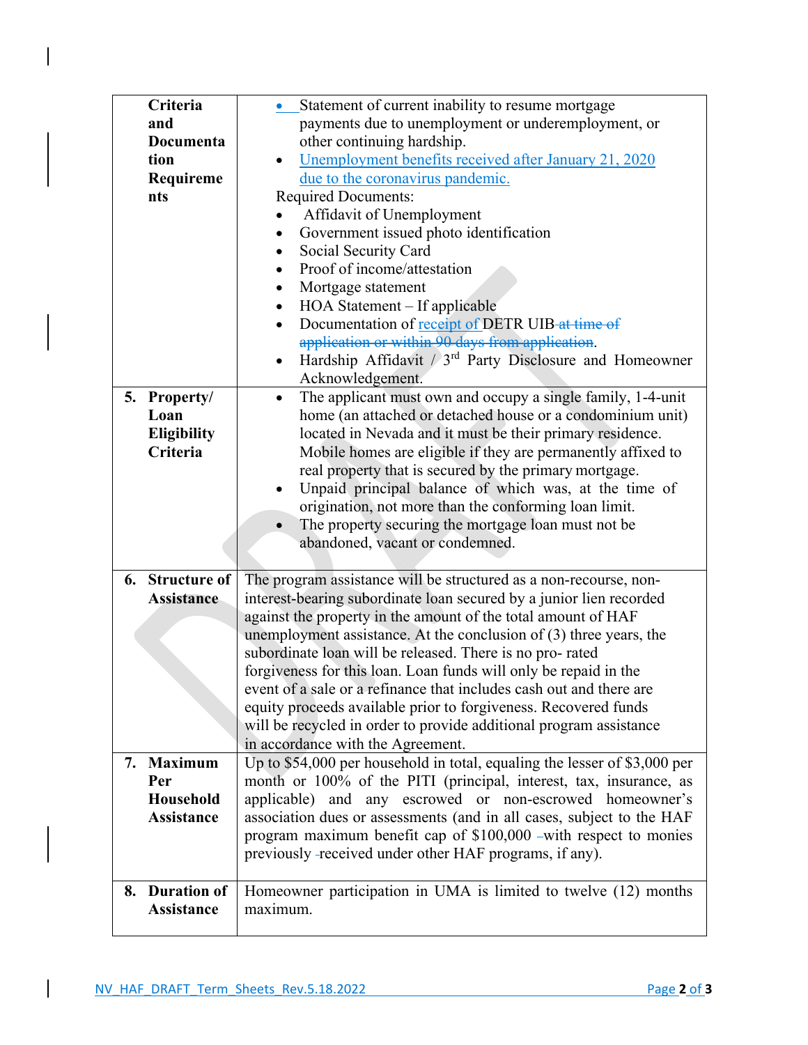| Criteria and Documentation Requirements | • Statement of current inability to resume mortgage payments due to unemployment or underemployment, or other continuing hardship.<br>• Unemployment benefits received after January 21, 2020 due to the coronavirus pandemic.<br>Required Documents:<br>• Affidavit of Unemployment<br>• Government issued photo identification<br>• Social Security Card<br>• Proof of income/attestation<br>• Mortgage statement<br>• HOA Statement – If applicable<br>• Documentation of receipt of DETR UIB ~~at time of application or within 90 days from application~~.<br>• Hardship Affidavit / 3rd Party Disclosure and Homeowner Acknowledgement. |
|---|---|
| **5. Property/ Loan Eligibility Criteria** | • The applicant must own and occupy a single family, 1-4-unit home (an attached or detached house or a condominium unit) located in Nevada and it must be their primary residence. Mobile homes are eligible if they are permanently affixed to real property that is secured by the primary mortgage.<br>• Unpaid principal balance of which was, at the time of origination, not more than the conforming loan limit.<br>• The property securing the mortgage loan must not be abandoned, vacant or condemned. |
| **6. Structure of Assistance** | The program assistance will be structured as a non-recourse, non-interest-bearing subordinate loan secured by a junior lien recorded against the property in the amount of the total amount of HAF unemployment assistance. At the conclusion of (3) three years, the subordinate loan will be released. There is no pro- rated forgiveness for this loan. Loan funds will only be repaid in the event of a sale or a refinance that includes cash out and there are equity proceeds available prior to forgiveness. Recovered funds will be recycled in order to provide additional program assistance in accordance with the Agreement. |
| **7. Maximum Per Household Assistance** | Up to $54,000 per household in total, equaling the lesser of $3,000 per month or 100% of the PITI (principal, interest, tax, insurance, as applicable) and any escrowed or non-escrowed homeowner's association dues or assessments (and in all cases, subject to the HAF program maximum benefit cap of $100,000 with respect to monies previously received under other HAF programs, if any). |
| **8. Duration of Assistance** | Homeowner participation in UMA is limited to twelve (12) months maximum. |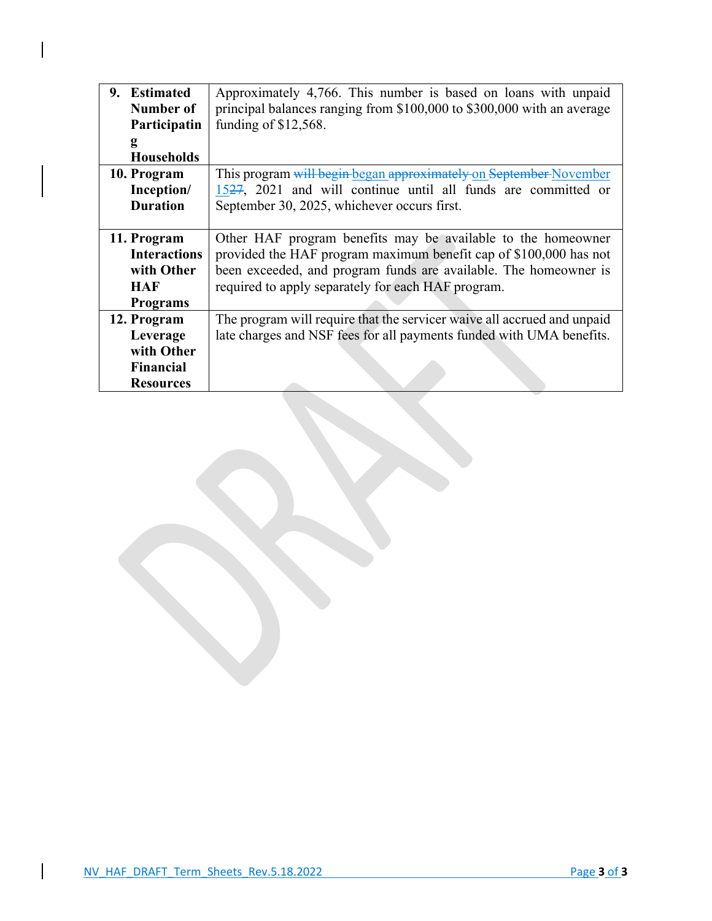| | |
|---|---|
| **9. Estimated Number of Participating Households** | Approximately 4,766. This number is based on loans with unpaid principal balances ranging from $100,000 to $300,000 with an average funding of $12,568. |
| **10. Program Inception/ Duration** | This program ~~will begin~~ began ~~approximately~~ on ~~September~~ November 15~~27~~, 2021 and will continue until all funds are committed or September 30, 2025, whichever occurs first. |
| **11. Program Interactions with Other HAF Programs** | Other HAF program benefits may be available to the homeowner provided the HAF program maximum benefit cap of $100,000 has not been exceeded, and program funds are available. The homeowner is required to apply separately for each HAF program. |
| **12. Program Leverage with Other Financial Resources** | The program will require that the servicer waive all accrued and unpaid late charges and NSF fees for all payments funded with UMA benefits. |